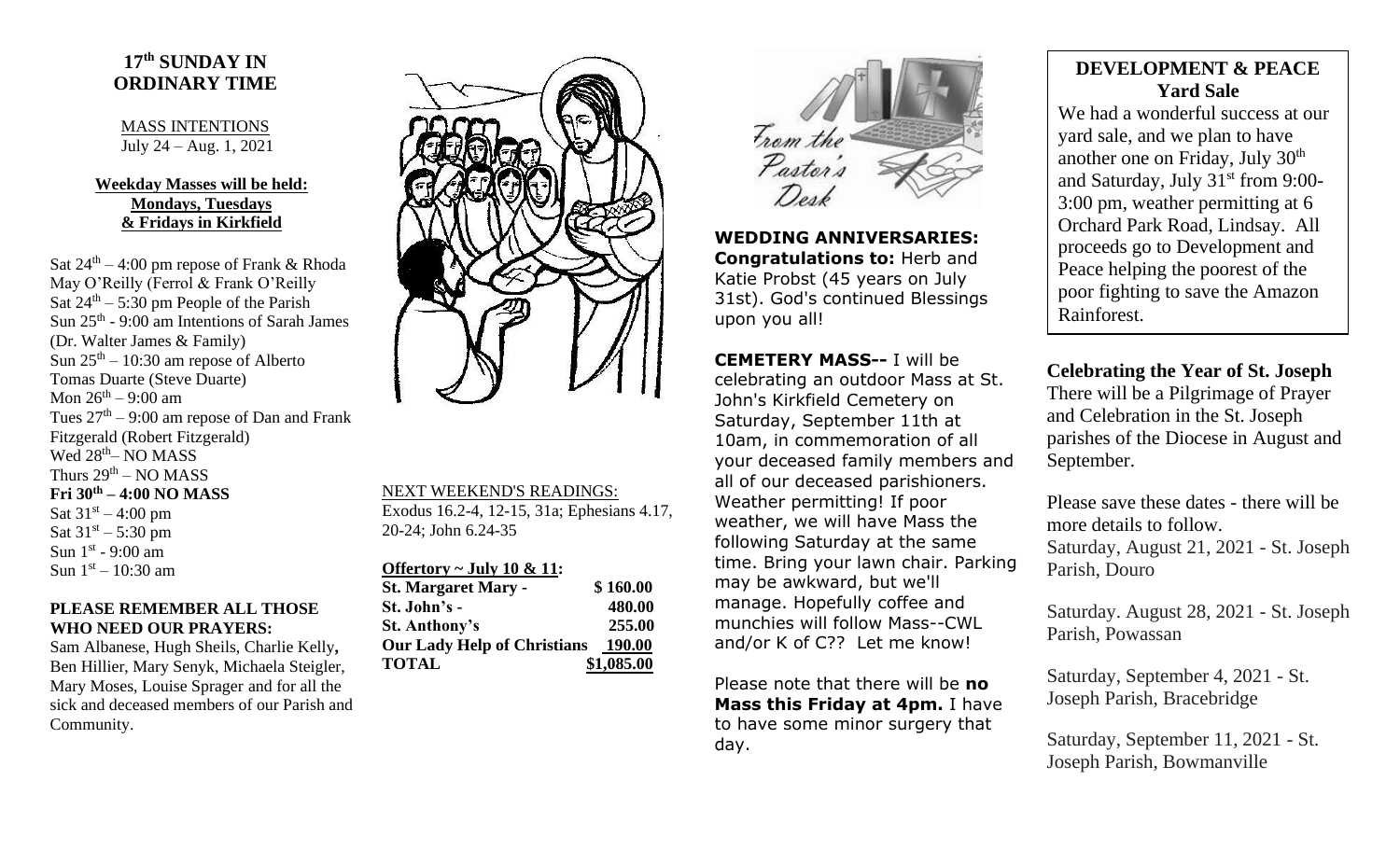## 17th SUNDAY IN ORDINARY TIME

MASS INTENTIONS
July 24 – Aug. 1, 2021

**Weekday Masses will be held: Mondays, Tuesdays & Fridays in Kirkfield**

Sat 24th – 4:00 pm repose of Frank & Rhoda May O'Reilly (Ferrol & Frank O'Reilly
Sat 24th – 5:30 pm People of the Parish
Sun 25th - 9:00 am Intentions of Sarah James (Dr. Walter James & Family)
Sun 25th – 10:30 am repose of Alberto Tomas Duarte (Steve Duarte)
Mon 26th – 9:00 am
Tues 27th – 9:00 am repose of Dan and Frank Fitzgerald (Robert Fitzgerald)
Wed 28th– NO MASS
Thurs 29th – NO MASS
**Fri 30th – 4:00 NO MASS**
Sat 31st – 4:00 pm
Sat 31st – 5:30 pm
Sun 1st - 9:00 am
Sun 1st – 10:30 am

**PLEASE REMEMBER ALL THOSE WHO NEED OUR PRAYERS:**
Sam Albanese, Hugh Sheils, Charlie Kelly, Ben Hillier, Mary Senyk, Michaela Steigler, Mary Moses, Louise Sprager and for all the sick and deceased members of our Parish and Community.

NEXT WEEKEND'S READINGS:
Exodus 16.2-4, 12-15, 31a; Ephesians 4.17, 20-24; John 6.24-35

**Offertory ~ July 10 & 11:**

| | |
|---|---|
| **St. Margaret Mary -** | **$ 160.00** |
| **St. John's -** | **480.00** |
| **St. Anthony's** | **255.00** |
| **Our Lady Help of Christians** | **190.00** |
| **TOTAL** | **$1,085.00** |

From the Pastor's Desk

**WEDDING ANNIVERSARIES:**
**Congratulations to:** Herb and Katie Probst (45 years on July 31st). God's continued Blessings upon you all!

**CEMETERY MASS--** I will be celebrating an outdoor Mass at St. John's Kirkfield Cemetery on Saturday, September 11th at 10am, in commemoration of all your deceased family members and all of our deceased parishioners. Weather permitting! If poor weather, we will have Mass the following Saturday at the same time. Bring your lawn chair. Parking may be awkward, but we'll manage. Hopefully coffee and munchies will follow Mass--CWL and/or K of C?? Let me know!

Please note that there will be **no Mass this Friday at 4pm.** I have to have some minor surgery that day.

### DEVELOPMENT & PEACE Yard Sale

We had a wonderful success at our yard sale, and we plan to have another one on Friday, July 30th and Saturday, July 31st from 9:00-3:00 pm, weather permitting at 6 Orchard Park Road, Lindsay. All proceeds go to Development and Peace helping the poorest of the poor fighting to save the Amazon Rainforest.

**Celebrating the Year of St. Joseph**
There will be a Pilgrimage of Prayer and Celebration in the St. Joseph parishes of the Diocese in August and September.

Please save these dates - there will be more details to follow.
Saturday, August 21, 2021 - St. Joseph Parish, Douro

Saturday. August 28, 2021 - St. Joseph Parish, Powassan

Saturday, September 4, 2021 - St. Joseph Parish, Bracebridge

Saturday, September 11, 2021 - St. Joseph Parish, Bowmanville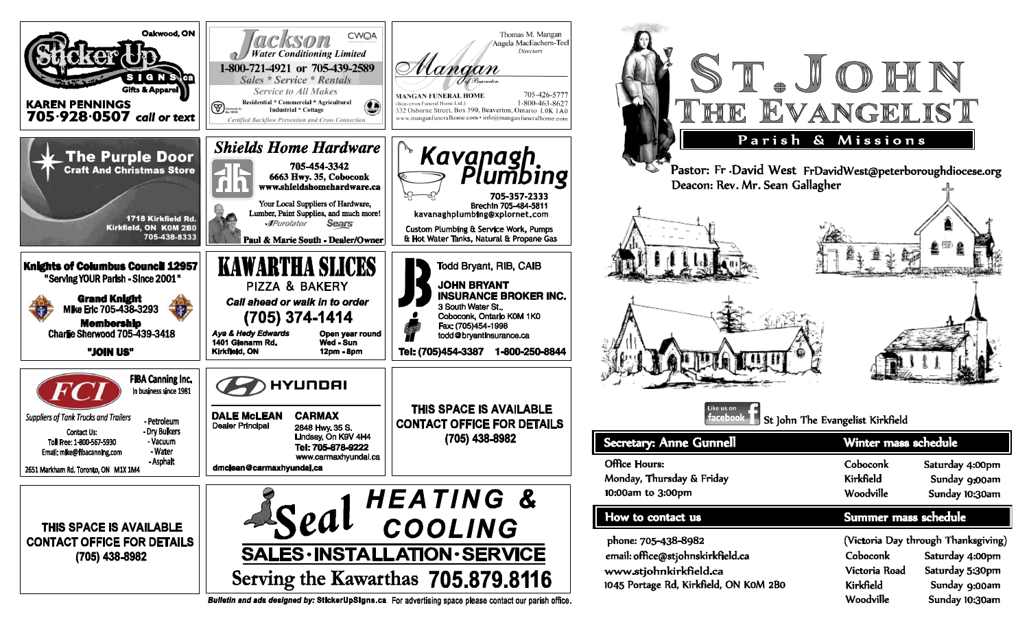# ST. JOHN THE EVANGELIST

**Parish & Missions**

Pastor: Fr. David West FrDavidWest@peterboroughdiocese.org
Deacon: Rev. Mr. Sean Gallagher

Like us on facebook St John The Evangelist Kirkfield

## Secretary: Anne Gunnell

Office Hours:
Monday, Thursday & Friday
10:00am to 3:00pm

## How to contact us

phone: 705-438-8982
email: office@stjohnskirkfield.ca
www.stjohnkirkfield.ca
1045 Portage Rd, Kirkfield, ON K0M 2B0

## Winter mass schedule

| | |
|---|---|
| Coboconk | Saturday 4:00pm |
| Kirkfield | Sunday 9:00am |
| Woodville | Sunday 10:30am |

## Summer mass schedule

(Victoria Day through Thanksgiving)

| | |
|---|---|
| Coboconk | Saturday 4:00pm |
| Victoria Road | Saturday 5:30pm |
| Kirkfield | Sunday 9:00am |
| Woodville | Sunday 10:30am |

---

**Sticker Up SIGNS.ca** — Oakwood, ON
Gifts & Apparel
**KAREN PENNINGS**
**705·928·0507** *call or text*

**Jackson Water Conditioning Limited** — CWQA
1-800-721-4921 or 705-439-2589
*Sales * Service * Rentals*
*Service to All Makes*
Residential * Commercial * Agricultural
Industrial * Cottage
*Certified Backflow Prevention and Cross Connection*

**Mangan of Beaverton**
Thomas M. Mangan
Angela MacEachern-Teel
*Directors*
MANGAN FUNERAL HOME (Beaverton Funeral Home Ltd.) 705-426-5777 1-800-463-8627
332 Osborne Street, Box 590, Beaverton, Ontario L0K 1A0
www.manganfuneralhome.com • info@manganfuneralhome.com

**The Purple Door**
Craft And Christmas Store
1718 Kirkfield Rd.
Kirkfield, ON K0M 2B0
705-438-8333

**Shields Home Hardware**
705-454-3342
6663 Hwy. 35, Coboconk
www.shieldshomehardware.ca
Your Local Suppliers of Hardware, Lumber, Paint Supplies, and much more!
Purolator Sears
Paul & Marie South - Dealer/Owner

**Kavanagh Plumbing**
705-357-2333
Brechin 705-484-5811
kavanaghplumbing@xplornet.com
Custom Plumbing & Service Work, Pumps & Hot Water Tanks, Natural & Propane Gas

**Knights of Columbus Council 12957**
"Serving YOUR Parish - Since 2001"
**Grand Knight**
Mike Eric 705-438-3293
**Membership**
Charlie Sherwood 705-439-3418
**"JOIN US"**

**KAWARTHA SLICES**
PIZZA & BAKERY
*Call ahead or walk in to order*
**(705) 374-1414**
*Aya & Hedy Edwards*
1401 Glenarm Rd.
Kirkfield, ON
Open year round
Wed - Sun
12pm - 8pm

Todd Bryant, RIB, CAIB
**JOHN BRYANT INSURANCE BROKER INC.**
3 South Water St.,
Coboconk, Ontario K0M 1K0
Fax: (705)454-1998
todd@bryantinsurance.ca
Tel: (705)454-3387 1-800-250-8844

**FCI — FIBA Canning Inc.**
In business since 1981
*Suppliers of Tank Trucks and Trailers*
- Petroleum
- Dry Bulkers
- Vacuum
- Water
- Asphalt

Contact Us:
Toll Free: 1-800-567-5930
Email: mike@fibacanning.com
2651 Markham Rd. Toronto, ON M1X 1M4

**HYUNDAI**
DALE McLEAN — Dealer Principal
CARMAX
2848 Hwy. 35 S.
Lindsay, On K9V 4H4
Tel: 705-878-9222
www.carmaxhyundai.ca
dmclean@carmaxhyundai.ca

THIS SPACE IS AVAILABLE
CONTACT OFFICE FOR DETAILS
(705) 438-8982

THIS SPACE IS AVAILABLE
CONTACT OFFICE FOR DETAILS
(705) 438-8982

**Seal HEATING & COOLING**
SALES · INSTALLATION · SERVICE
Serving the Kawarthas 705.879.8116

*Bulletin and ads designed by: StickerUpSigns.ca For advertising space please contact our parish office.*